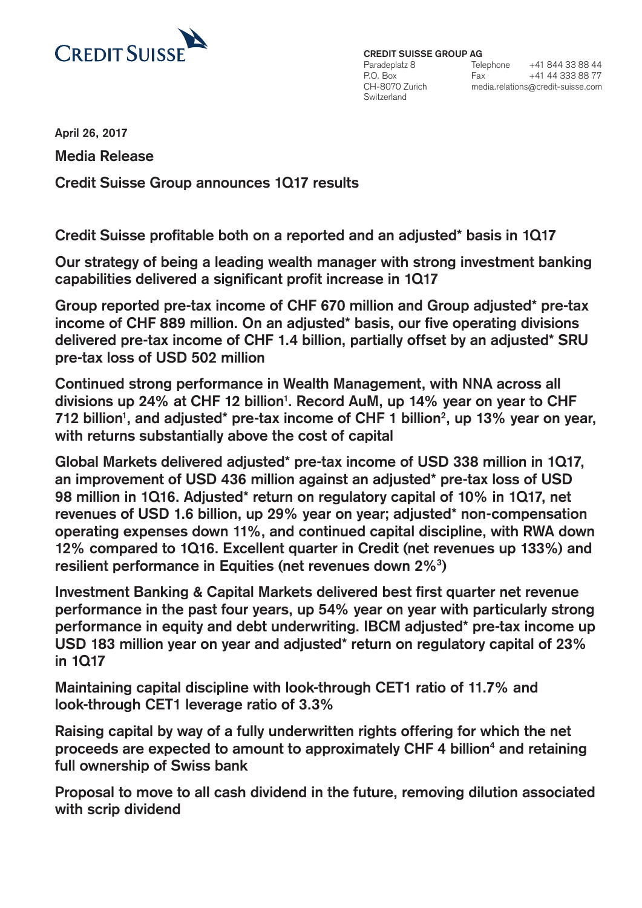CREDIT SUISSE

**CREDIT SUISSE GROUP AG**
Paradeplatz 8
P.O. Box
CH-8070 Zurich
Switzerland

Telephone +41 844 33 88 44
Fax +41 44 333 88 77
media.relations@credit-suisse.com

**April 26, 2017**

## Media Release

## Credit Suisse Group announces 1Q17 results

**Credit Suisse profitable both on a reported and an adjusted* basis in 1Q17**

**Our strategy of being a leading wealth manager with strong investment banking capabilities delivered a significant profit increase in 1Q17**

**Group reported pre-tax income of CHF 670 million and Group adjusted* pre-tax income of CHF 889 million. On an adjusted* basis, our five operating divisions delivered pre-tax income of CHF 1.4 billion, partially offset by an adjusted* SRU pre-tax loss of USD 502 million**

**Continued strong performance in Wealth Management, with NNA across all divisions up 24% at CHF 12 billion[1]. Record AuM, up 14% year on year to CHF 712 billion[1], and adjusted* pre-tax income of CHF 1 billion[2], up 13% year on year, with returns substantially above the cost of capital**

**Global Markets delivered adjusted* pre-tax income of USD 338 million in 1Q17, an improvement of USD 436 million against an adjusted* pre-tax loss of USD 98 million in 1Q16. Adjusted* return on regulatory capital of 10% in 1Q17, net revenues of USD 1.6 billion, up 29% year on year; adjusted* non-compensation operating expenses down 11%, and continued capital discipline, with RWA down 12% compared to 1Q16. Excellent quarter in Credit (net revenues up 133%) and resilient performance in Equities (net revenues down 2%[3])**

**Investment Banking & Capital Markets delivered best first quarter net revenue performance in the past four years, up 54% year on year with particularly strong performance in equity and debt underwriting. IBCM adjusted* pre-tax income up USD 183 million year on year and adjusted* return on regulatory capital of 23% in 1Q17**

**Maintaining capital discipline with look-through CET1 ratio of 11.7% and look-through CET1 leverage ratio of 3.3%**

**Raising capital by way of a fully underwritten rights offering for which the net proceeds are expected to amount to approximately CHF 4 billion[4] and retaining full ownership of Swiss bank**

**Proposal to move to all cash dividend in the future, removing dilution associated with scrip dividend**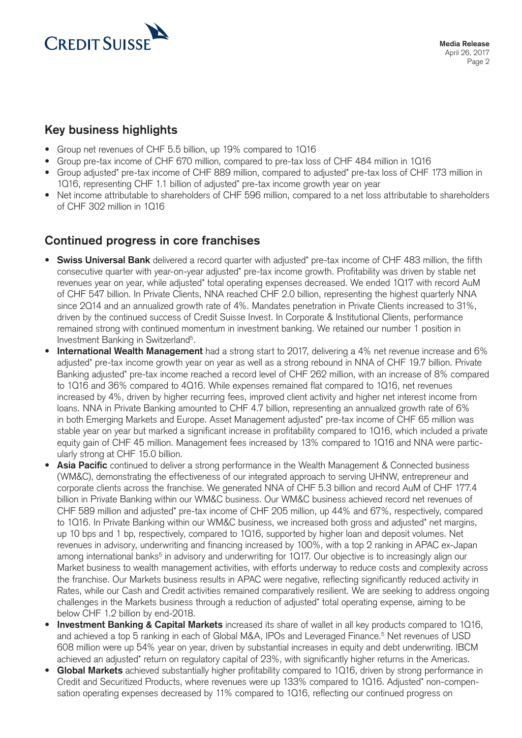## Key business highlights

- Group net revenues of CHF 5.5 billion, up 19% compared to 1Q16
- Group pre-tax income of CHF 670 million, compared to pre-tax loss of CHF 484 million in 1Q16
- Group adjusted* pre-tax income of CHF 889 million, compared to adjusted* pre-tax loss of CHF 173 million in 1Q16, representing CHF 1.1 billion of adjusted* pre-tax income growth year on year
- Net income attributable to shareholders of CHF 596 million, compared to a net loss attributable to shareholders of CHF 302 million in 1Q16

## Continued progress in core franchises

- **Swiss Universal Bank** delivered a record quarter with adjusted* pre-tax income of CHF 483 million, the fifth consecutive quarter with year-on-year adjusted* pre-tax income growth. Profitability was driven by stable net revenues year on year, while adjusted* total operating expenses decreased. We ended 1Q17 with record AuM of CHF 547 billion. In Private Clients, NNA reached CHF 2.0 billion, representing the highest quarterly NNA since 2Q14 and an annualized growth rate of 4%. Mandates penetration in Private Clients increased to 31%, driven by the continued success of Credit Suisse Invest. In Corporate & Institutional Clients, performance remained strong with continued momentum in investment banking. We retained our number 1 position in Investment Banking in Switzerland[5].
- **International Wealth Management** had a strong start to 2017, delivering a 4% net revenue increase and 6% adjusted* pre-tax income growth year on year as well as a strong rebound in NNA of CHF 19.7 billion. Private Banking adjusted* pre-tax income reached a record level of CHF 262 million, with an increase of 8% compared to 1Q16 and 36% compared to 4Q16. While expenses remained flat compared to 1Q16, net revenues increased by 4%, driven by higher recurring fees, improved client activity and higher net interest income from loans. NNA in Private Banking amounted to CHF 4.7 billion, representing an annualized growth rate of 6% in both Emerging Markets and Europe. Asset Management adjusted* pre-tax income of CHF 65 million was stable year on year but marked a significant increase in profitability compared to 1Q16, which included a private equity gain of CHF 45 million. Management fees increased by 13% compared to 1Q16 and NNA were particularly strong at CHF 15.0 billion.
- **Asia Pacific** continued to deliver a strong performance in the Wealth Management & Connected business (WM&C), demonstrating the effectiveness of our integrated approach to serving UHNW, entrepreneur and corporate clients across the franchise. We generated NNA of CHF 5.3 billion and record AuM of CHF 177.4 billion in Private Banking within our WM&C business. Our WM&C business achieved record net revenues of CHF 589 million and adjusted* pre-tax income of CHF 205 million, up 44% and 67%, respectively, compared to 1Q16. In Private Banking within our WM&C business, we increased both gross and adjusted* net margins, up 10 bps and 1 bp, respectively, compared to 1Q16, supported by higher loan and deposit volumes. Net revenues in advisory, underwriting and financing increased by 100%, with a top 2 ranking in APAC ex-Japan among international banks[5] in advisory and underwriting for 1Q17. Our objective is to increasingly align our Market business to wealth management activities, with efforts underway to reduce costs and complexity across the franchise. Our Markets business results in APAC were negative, reflecting significantly reduced activity in Rates, while our Cash and Credit activities remained comparatively resilient. We are seeking to address ongoing challenges in the Markets business through a reduction of adjusted* total operating expense, aiming to be below CHF 1.2 billion by end-2018.
- **Investment Banking & Capital Markets** increased its share of wallet in all key products compared to 1Q16, and achieved a top 5 ranking in each of Global M&A, IPOs and Leveraged Finance.[5] Net revenues of USD 608 million were up 54% year on year, driven by substantial increases in equity and debt underwriting. IBCM achieved an adjusted* return on regulatory capital of 23%, with significantly higher returns in the Americas.
- **Global Markets** achieved substantially higher profitability compared to 1Q16, driven by strong performance in Credit and Securitized Products, where revenues were up 133% compared to 1Q16. Adjusted* non-compensation operating expenses decreased by 11% compared to 1Q16, reflecting our continued progress on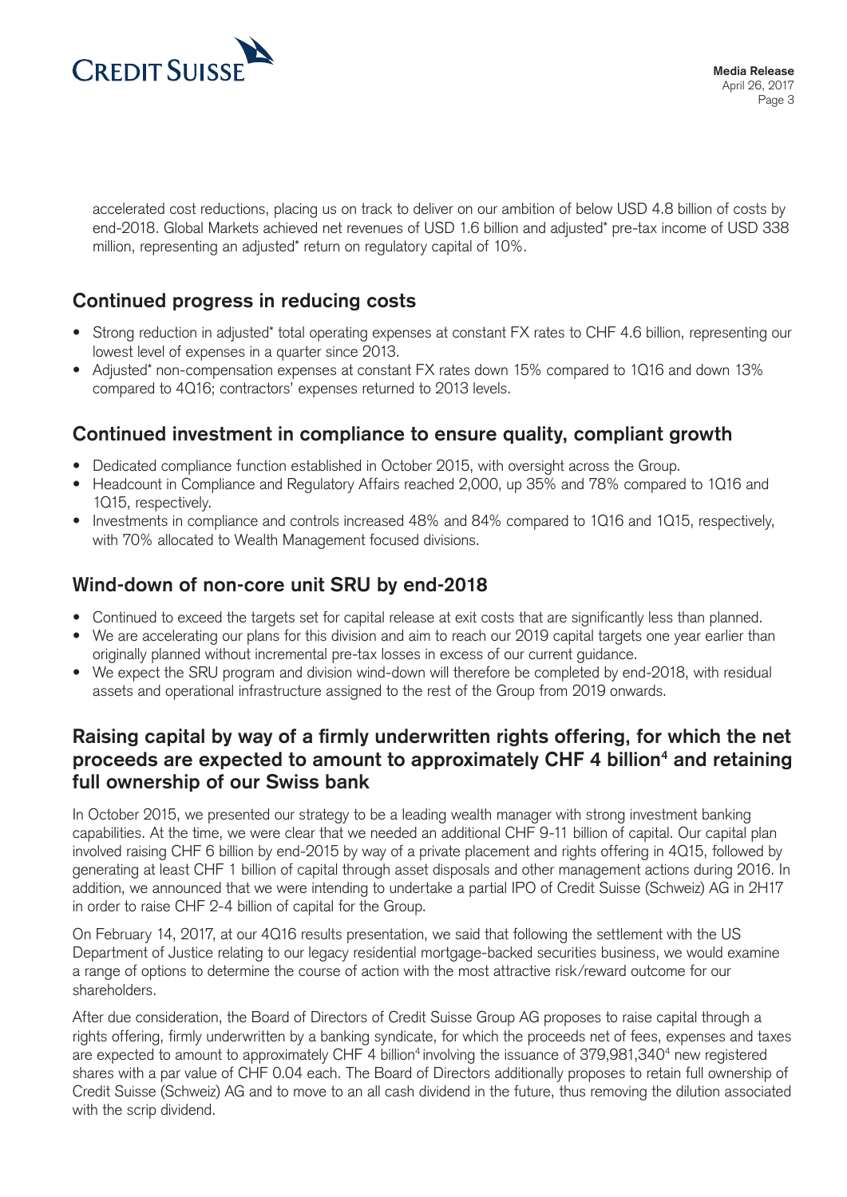accelerated cost reductions, placing us on track to deliver on our ambition of below USD 4.8 billion of costs by end-2018. Global Markets achieved net revenues of USD 1.6 billion and adjusted* pre-tax income of USD 338 million, representing an adjusted* return on regulatory capital of 10%.

## Continued progress in reducing costs

- Strong reduction in adjusted* total operating expenses at constant FX rates to CHF 4.6 billion, representing our lowest level of expenses in a quarter since 2013.
- Adjusted* non-compensation expenses at constant FX rates down 15% compared to 1Q16 and down 13% compared to 4Q16; contractors' expenses returned to 2013 levels.

## Continued investment in compliance to ensure quality, compliant growth

- Dedicated compliance function established in October 2015, with oversight across the Group.
- Headcount in Compliance and Regulatory Affairs reached 2,000, up 35% and 78% compared to 1Q16 and 1Q15, respectively.
- Investments in compliance and controls increased 48% and 84% compared to 1Q16 and 1Q15, respectively, with 70% allocated to Wealth Management focused divisions.

## Wind-down of non-core unit SRU by end-2018

- Continued to exceed the targets set for capital release at exit costs that are significantly less than planned.
- We are accelerating our plans for this division and aim to reach our 2019 capital targets one year earlier than originally planned without incremental pre-tax losses in excess of our current guidance.
- We expect the SRU program and division wind-down will therefore be completed by end-2018, with residual assets and operational infrastructure assigned to the rest of the Group from 2019 onwards.

## Raising capital by way of a firmly underwritten rights offering, for which the net proceeds are expected to amount to approximately CHF 4 billion[4] and retaining full ownership of our Swiss bank

In October 2015, we presented our strategy to be a leading wealth manager with strong investment banking capabilities. At the time, we were clear that we needed an additional CHF 9-11 billion of capital. Our capital plan involved raising CHF 6 billion by end-2015 by way of a private placement and rights offering in 4Q15, followed by generating at least CHF 1 billion of capital through asset disposals and other management actions during 2016. In addition, we announced that we were intending to undertake a partial IPO of Credit Suisse (Schweiz) AG in 2H17 in order to raise CHF 2-4 billion of capital for the Group.

On February 14, 2017, at our 4Q16 results presentation, we said that following the settlement with the US Department of Justice relating to our legacy residential mortgage-backed securities business, we would examine a range of options to determine the course of action with the most attractive risk/reward outcome for our shareholders.

After due consideration, the Board of Directors of Credit Suisse Group AG proposes to raise capital through a rights offering, firmly underwritten by a banking syndicate, for which the proceeds net of fees, expenses and taxes are expected to amount to approximately CHF 4 billion[4] involving the issuance of 379,981,340[4] new registered shares with a par value of CHF 0.04 each. The Board of Directors additionally proposes to retain full ownership of Credit Suisse (Schweiz) AG and to move to an all cash dividend in the future, thus removing the dilution associated with the scrip dividend.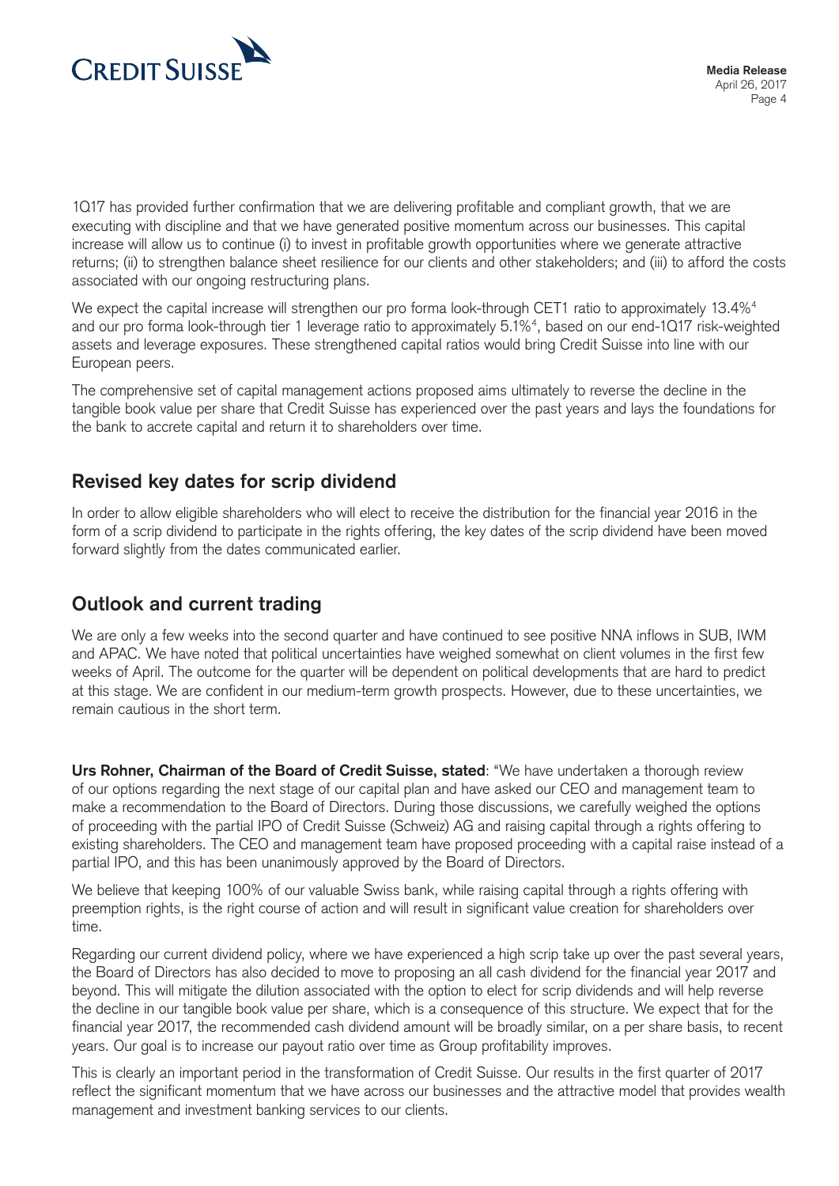1Q17 has provided further confirmation that we are delivering profitable and compliant growth, that we are executing with discipline and that we have generated positive momentum across our businesses. This capital increase will allow us to continue (i) to invest in profitable growth opportunities where we generate attractive returns; (ii) to strengthen balance sheet resilience for our clients and other stakeholders; and (iii) to afford the costs associated with our ongoing restructuring plans.

We expect the capital increase will strengthen our pro forma look-through CET1 ratio to approximately 13.4%[4] and our pro forma look-through tier 1 leverage ratio to approximately 5.1%[4], based on our end-1Q17 risk-weighted assets and leverage exposures. These strengthened capital ratios would bring Credit Suisse into line with our European peers.

The comprehensive set of capital management actions proposed aims ultimately to reverse the decline in the tangible book value per share that Credit Suisse has experienced over the past years and lays the foundations for the bank to accrete capital and return it to shareholders over time.

## Revised key dates for scrip dividend

In order to allow eligible shareholders who will elect to receive the distribution for the financial year 2016 in the form of a scrip dividend to participate in the rights offering, the key dates of the scrip dividend have been moved forward slightly from the dates communicated earlier.

## Outlook and current trading

We are only a few weeks into the second quarter and have continued to see positive NNA inflows in SUB, IWM and APAC. We have noted that political uncertainties have weighed somewhat on client volumes in the first few weeks of April. The outcome for the quarter will be dependent on political developments that are hard to predict at this stage. We are confident in our medium-term growth prospects. However, due to these uncertainties, we remain cautious in the short term.

**Urs Rohner, Chairman of the Board of Credit Suisse, stated**: "We have undertaken a thorough review of our options regarding the next stage of our capital plan and have asked our CEO and management team to make a recommendation to the Board of Directors. During those discussions, we carefully weighed the options of proceeding with the partial IPO of Credit Suisse (Schweiz) AG and raising capital through a rights offering to existing shareholders. The CEO and management team have proposed proceeding with a capital raise instead of a partial IPO, and this has been unanimously approved by the Board of Directors.

We believe that keeping 100% of our valuable Swiss bank, while raising capital through a rights offering with preemption rights, is the right course of action and will result in significant value creation for shareholders over time.

Regarding our current dividend policy, where we have experienced a high scrip take up over the past several years, the Board of Directors has also decided to move to proposing an all cash dividend for the financial year 2017 and beyond. This will mitigate the dilution associated with the option to elect for scrip dividends and will help reverse the decline in our tangible book value per share, which is a consequence of this structure. We expect that for the financial year 2017, the recommended cash dividend amount will be broadly similar, on a per share basis, to recent years. Our goal is to increase our payout ratio over time as Group profitability improves.

This is clearly an important period in the transformation of Credit Suisse. Our results in the first quarter of 2017 reflect the significant momentum that we have across our businesses and the attractive model that provides wealth management and investment banking services to our clients.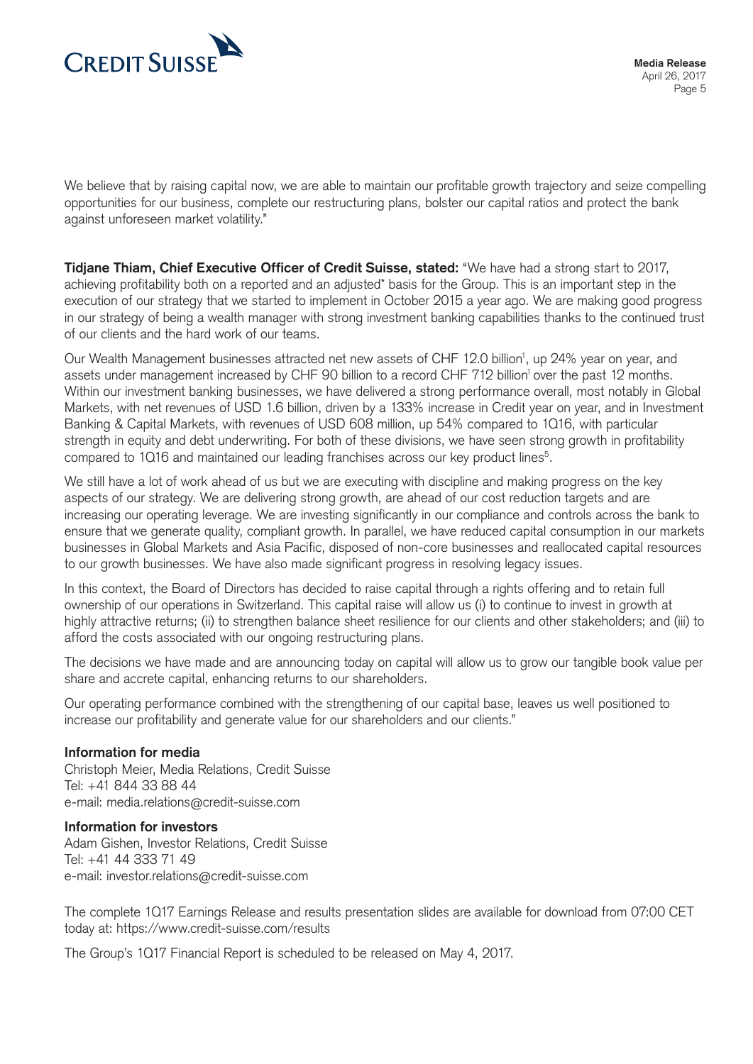We believe that by raising capital now, we are able to maintain our profitable growth trajectory and seize compelling opportunities for our business, complete our restructuring plans, bolster our capital ratios and protect the bank against unforeseen market volatility."

**Tidjane Thiam, Chief Executive Officer of Credit Suisse, stated:** "We have had a strong start to 2017, achieving profitability both on a reported and an adjusted* basis for the Group. This is an important step in the execution of our strategy that we started to implement in October 2015 a year ago. We are making good progress in our strategy of being a wealth manager with strong investment banking capabilities thanks to the continued trust of our clients and the hard work of our teams.

Our Wealth Management businesses attracted net new assets of CHF 12.0 billion[1], up 24% year on year, and assets under management increased by CHF 90 billion to a record CHF 712 billion[1] over the past 12 months. Within our investment banking businesses, we have delivered a strong performance overall, most notably in Global Markets, with net revenues of USD 1.6 billion, driven by a 133% increase in Credit year on year, and in Investment Banking & Capital Markets, with revenues of USD 608 million, up 54% compared to 1Q16, with particular strength in equity and debt underwriting. For both of these divisions, we have seen strong growth in profitability compared to 1Q16 and maintained our leading franchises across our key product lines[5].

We still have a lot of work ahead of us but we are executing with discipline and making progress on the key aspects of our strategy. We are delivering strong growth, are ahead of our cost reduction targets and are increasing our operating leverage. We are investing significantly in our compliance and controls across the bank to ensure that we generate quality, compliant growth. In parallel, we have reduced capital consumption in our markets businesses in Global Markets and Asia Pacific, disposed of non-core businesses and reallocated capital resources to our growth businesses. We have also made significant progress in resolving legacy issues.

In this context, the Board of Directors has decided to raise capital through a rights offering and to retain full ownership of our operations in Switzerland. This capital raise will allow us (i) to continue to invest in growth at highly attractive returns; (ii) to strengthen balance sheet resilience for our clients and other stakeholders; and (iii) to afford the costs associated with our ongoing restructuring plans.

The decisions we have made and are announcing today on capital will allow us to grow our tangible book value per share and accrete capital, enhancing returns to our shareholders.

Our operating performance combined with the strengthening of our capital base, leaves us well positioned to increase our profitability and generate value for our shareholders and our clients."

**Information for media**
Christoph Meier, Media Relations, Credit Suisse
Tel: +41 844 33 88 44
e-mail: media.relations@credit-suisse.com

**Information for investors**
Adam Gishen, Investor Relations, Credit Suisse
Tel: +41 44 333 71 49
e-mail: investor.relations@credit-suisse.com

The complete 1Q17 Earnings Release and results presentation slides are available for download from 07:00 CET today at: https://www.credit-suisse.com/results

The Group's 1Q17 Financial Report is scheduled to be released on May 4, 2017.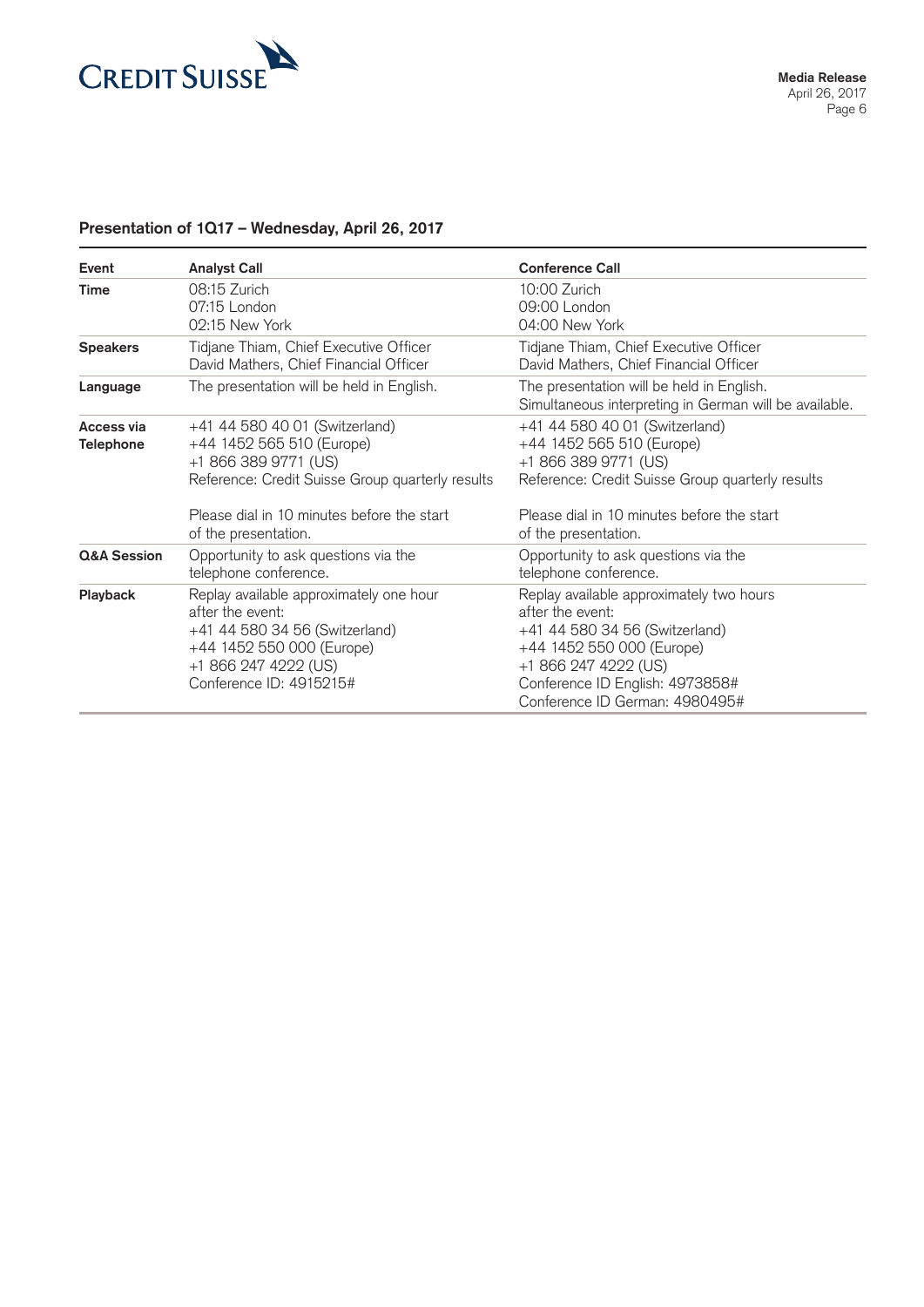## Presentation of 1Q17 – Wednesday, April 26, 2017

| Event | Analyst Call | Conference Call |
|---|---|---|
| **Time** | 08:15 Zurich<br>07:15 London<br>02:15 New York | 10:00 Zurich<br>09:00 London<br>04:00 New York |
| **Speakers** | Tidjane Thiam, Chief Executive Officer<br>David Mathers, Chief Financial Officer | Tidjane Thiam, Chief Executive Officer<br>David Mathers, Chief Financial Officer |
| **Language** | The presentation will be held in English. | The presentation will be held in English.<br>Simultaneous interpreting in German will be available. |
| **Access via Telephone** | +41 44 580 40 01 (Switzerland)<br>+44 1452 565 510 (Europe)<br>+1 866 389 9771 (US)<br>Reference: Credit Suisse Group quarterly results<br><br>Please dial in 10 minutes before the start of the presentation. | +41 44 580 40 01 (Switzerland)<br>+44 1452 565 510 (Europe)<br>+1 866 389 9771 (US)<br>Reference: Credit Suisse Group quarterly results<br><br>Please dial in 10 minutes before the start of the presentation. |
| **Q&A Session** | Opportunity to ask questions via the telephone conference. | Opportunity to ask questions via the telephone conference. |
| **Playback** | Replay available approximately one hour after the event:<br>+41 44 580 34 56 (Switzerland)<br>+44 1452 550 000 (Europe)<br>+1 866 247 4222 (US)<br>Conference ID: 4915215# | Replay available approximately two hours after the event:<br>+41 44 580 34 56 (Switzerland)<br>+44 1452 550 000 (Europe)<br>+1 866 247 4222 (US)<br>Conference ID English: 4973858#<br>Conference ID German: 4980495# |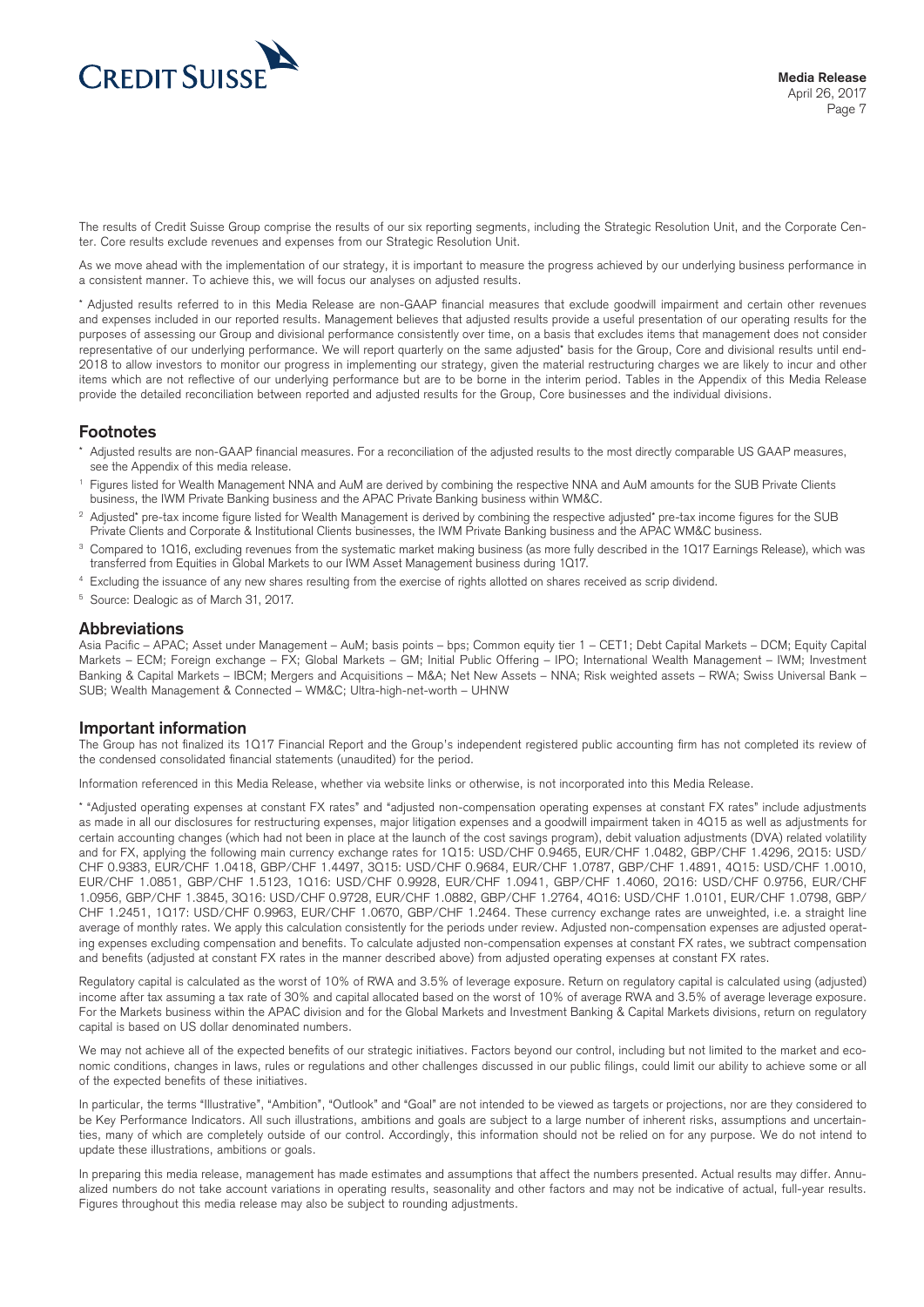The results of Credit Suisse Group comprise the results of our six reporting segments, including the Strategic Resolution Unit, and the Corporate Center. Core results exclude revenues and expenses from our Strategic Resolution Unit.

As we move ahead with the implementation of our strategy, it is important to measure the progress achieved by our underlying business performance in a consistent manner. To achieve this, we will focus our analyses on adjusted results.

* Adjusted results referred to in this Media Release are non-GAAP financial measures that exclude goodwill impairment and certain other revenues and expenses included in our reported results. Management believes that adjusted results provide a useful presentation of our operating results for the purposes of assessing our Group and divisional performance consistently over time, on a basis that excludes items that management does not consider representative of our underlying performance. We will report quarterly on the same adjusted* basis for the Group, Core and divisional results until end-2018 to allow investors to monitor our progress in implementing our strategy, given the material restructuring charges we are likely to incur and other items which are not reflective of our underlying performance but are to be borne in the interim period. Tables in the Appendix of this Media Release provide the detailed reconciliation between reported and adjusted results for the Group, Core businesses and the individual divisions.

## Footnotes

* Adjusted results are non-GAAP financial measures. For a reconciliation of the adjusted results to the most directly comparable US GAAP measures, see the Appendix of this media release.

[1] Figures listed for Wealth Management NNA and AuM are derived by combining the respective NNA and AuM amounts for the SUB Private Clients business, the IWM Private Banking business and the APAC Private Banking business within WM&C.

[2] Adjusted* pre-tax income figure listed for Wealth Management is derived by combining the respective adjusted* pre-tax income figures for the SUB Private Clients and Corporate & Institutional Clients businesses, the IWM Private Banking business and the APAC WM&C business.

[3] Compared to 1Q16, excluding revenues from the systematic market making business (as more fully described in the 1Q17 Earnings Release), which was transferred from Equities in Global Markets to our IWM Asset Management business during 1Q17.

[4] Excluding the issuance of any new shares resulting from the exercise of rights allotted on shares received as scrip dividend.

[5] Source: Dealogic as of March 31, 2017.

## Abbreviations

Asia Pacific – APAC; Asset under Management – AuM; basis points – bps; Common equity tier 1 – CET1; Debt Capital Markets – DCM; Equity Capital Markets – ECM; Foreign exchange – FX; Global Markets – GM; Initial Public Offering – IPO; International Wealth Management – IWM; Investment Banking & Capital Markets – IBCM; Mergers and Acquisitions – M&A; Net New Assets – NNA; Risk weighted assets – RWA; Swiss Universal Bank – SUB; Wealth Management & Connected – WM&C; Ultra-high-net-worth – UHNW

## Important information

The Group has not finalized its 1Q17 Financial Report and the Group's independent registered public accounting firm has not completed its review of the condensed consolidated financial statements (unaudited) for the period.

Information referenced in this Media Release, whether via website links or otherwise, is not incorporated into this Media Release.

* "Adjusted operating expenses at constant FX rates" and "adjusted non-compensation operating expenses at constant FX rates" include adjustments as made in all our disclosures for restructuring expenses, major litigation expenses and a goodwill impairment taken in 4Q15 as well as adjustments for certain accounting changes (which had not been in place at the launch of the cost savings program), debit valuation adjustments (DVA) related volatility and for FX, applying the following main currency exchange rates for 1Q15: USD/CHF 0.9465, EUR/CHF 1.0482, GBP/CHF 1.4296, 2Q15: USD/CHF 0.9383, EUR/CHF 1.0418, GBP/CHF 1.4497, 3Q15: USD/CHF 0.9684, EUR/CHF 1.0787, GBP/CHF 1.4891, 4Q15: USD/CHF 1.0010, EUR/CHF 1.0851, GBP/CHF 1.5123, 1Q16: USD/CHF 0.9928, EUR/CHF 1.0941, GBP/CHF 1.4060, 2Q16: USD/CHF 0.9756, EUR/CHF 1.0956, GBP/CHF 1.3845, 3Q16: USD/CHF 0.9728, EUR/CHF 1.0882, GBP/CHF 1.2764, 4Q16: USD/CHF 1.0101, EUR/CHF 1.0798, GBP/CHF 1.2451, 1Q17: USD/CHF 0.9963, EUR/CHF 1.0670, GBP/CHF 1.2464. These currency exchange rates are unweighted, i.e. a straight line average of monthly rates. We apply this calculation consistently for the periods under review. Adjusted non-compensation expenses are adjusted operating expenses excluding compensation and benefits. To calculate adjusted non-compensation expenses at constant FX rates, we subtract compensation and benefits (adjusted at constant FX rates in the manner described above) from adjusted operating expenses at constant FX rates.

Regulatory capital is calculated as the worst of 10% of RWA and 3.5% of leverage exposure. Return on regulatory capital is calculated using (adjusted) income after tax assuming a tax rate of 30% and capital allocated based on the worst of 10% of average RWA and 3.5% of average leverage exposure. For the Markets business within the APAC division and for the Global Markets and Investment Banking & Capital Markets divisions, return on regulatory capital is based on US dollar denominated numbers.

We may not achieve all of the expected benefits of our strategic initiatives. Factors beyond our control, including but not limited to the market and economic conditions, changes in laws, rules or regulations and other challenges discussed in our public filings, could limit our ability to achieve some or all of the expected benefits of these initiatives.

In particular, the terms "Illustrative", "Ambition", "Outlook" and "Goal" are not intended to be viewed as targets or projections, nor are they considered to be Key Performance Indicators. All such illustrations, ambitions and goals are subject to a large number of inherent risks, assumptions and uncertainties, many of which are completely outside of our control. Accordingly, this information should not be relied on for any purpose. We do not intend to update these illustrations, ambitions or goals.

In preparing this media release, management has made estimates and assumptions that affect the numbers presented. Actual results may differ. Annualized numbers do not take account variations in operating results, seasonality and other factors and may not be indicative of actual, full-year results. Figures throughout this media release may also be subject to rounding adjustments.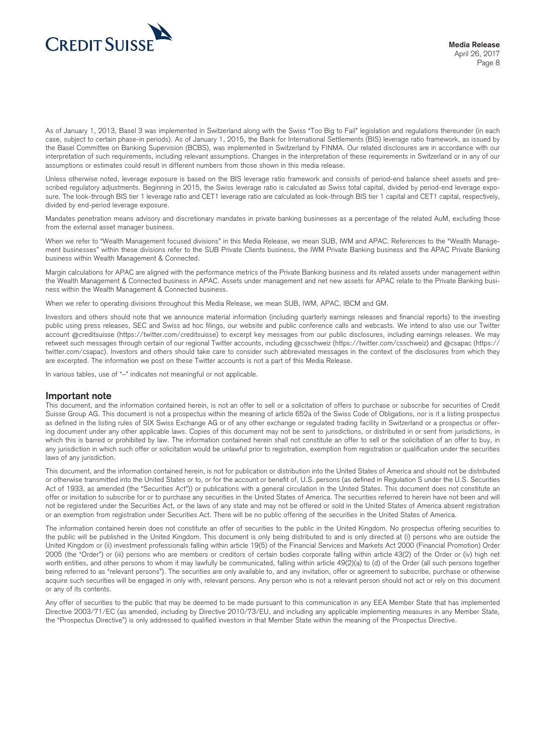As of January 1, 2013, Basel 3 was implemented in Switzerland along with the Swiss "Too Big to Fail" legislation and regulations thereunder (in each case, subject to certain phase-in periods). As of January 1, 2015, the Bank for International Settlements (BIS) leverage ratio framework, as issued by the Basel Committee on Banking Supervision (BCBS), was implemented in Switzerland by FINMA. Our related disclosures are in accordance with our interpretation of such requirements, including relevant assumptions. Changes in the interpretation of these requirements in Switzerland or in any of our assumptions or estimates could result in different numbers from those shown in this media release.

Unless otherwise noted, leverage exposure is based on the BIS leverage ratio framework and consists of period-end balance sheet assets and prescribed regulatory adjustments. Beginning in 2015, the Swiss leverage ratio is calculated as Swiss total capital, divided by period-end leverage exposure. The look-through BIS tier 1 leverage ratio and CET1 leverage ratio are calculated as look-through BIS tier 1 capital and CET1 capital, respectively, divided by end-period leverage exposure.

Mandates penetration means advisory and discretionary mandates in private banking businesses as a percentage of the related AuM, excluding those from the external asset manager business.

When we refer to "Wealth Management focused divisions" in this Media Release, we mean SUB, IWM and APAC. References to the "Wealth Management businesses" within these divisions refer to the SUB Private Clients business, the IWM Private Banking business and the APAC Private Banking business within Wealth Management & Connected.

Margin calculations for APAC are aligned with the performance metrics of the Private Banking business and its related assets under management within the Wealth Management & Connected business in APAC. Assets under management and net new assets for APAC relate to the Private Banking business within the Wealth Management & Connected business.

When we refer to operating divisions throughout this Media Release, we mean SUB, IWM, APAC, IBCM and GM.

Investors and others should note that we announce material information (including quarterly earnings releases and financial reports) to the investing public using press releases, SEC and Swiss ad hoc filings, our website and public conference calls and webcasts. We intend to also use our Twitter account @creditsuisse (https://twitter.com/creditsuisse) to excerpt key messages from our public disclosures, including earnings releases. We may retweet such messages through certain of our regional Twitter accounts, including @csschweiz (https://twitter.com/csschweiz) and @csapac (https://twitter.com/csapac). Investors and others should take care to consider such abbreviated messages in the context of the disclosures from which they are excerpted. The information we post on these Twitter accounts is not a part of this Media Release.

In various tables, use of "–" indicates not meaningful or not applicable.

## Important note

This document, and the information contained herein, is not an offer to sell or a solicitation of offers to purchase or subscribe for securities of Credit Suisse Group AG. This document is not a prospectus within the meaning of article 652a of the Swiss Code of Obligations, nor is it a listing prospectus as defined in the listing rules of SIX Swiss Exchange AG or of any other exchange or regulated trading facility in Switzerland or a prospectus or offering document under any other applicable laws. Copies of this document may not be sent to jurisdictions, or distributed in or sent from jurisdictions, in which this is barred or prohibited by law. The information contained herein shall not constitute an offer to sell or the solicitation of an offer to buy, in any jurisdiction in which such offer or solicitation would be unlawful prior to registration, exemption from registration or qualification under the securities laws of any jurisdiction.

This document, and the information contained herein, is not for publication or distribution into the United States of America and should not be distributed or otherwise transmitted into the United States or to, or for the account or benefit of, U.S. persons (as defined in Regulation S under the U.S. Securities Act of 1933, as amended (the "Securities Act")) or publications with a general circulation in the United States. This document does not constitute an offer or invitation to subscribe for or to purchase any securities in the United States of America. The securities referred to herein have not been and will not be registered under the Securities Act, or the laws of any state and may not be offered or sold in the United States of America absent registration or an exemption from registration under Securities Act. There will be no public offering of the securities in the United States of America.

The information contained herein does not constitute an offer of securities to the public in the United Kingdom. No prospectus offering securities to the public will be published in the United Kingdom. This document is only being distributed to and is only directed at (i) persons who are outside the United Kingdom or (ii) investment professionals falling within article 19(5) of the Financial Services and Markets Act 2000 (Financial Promotion) Order 2005 (the "Order") or (iii) persons who are members or creditors of certain bodies corporate falling within article 43(2) of the Order or (iv) high net worth entities, and other persons to whom it may lawfully be communicated, falling within article 49(2)(a) to (d) of the Order (all such persons together being referred to as "relevant persons"). The securities are only available to, and any invitation, offer or agreement to subscribe, purchase or otherwise acquire such securities will be engaged in only with, relevant persons. Any person who is not a relevant person should not act or rely on this document or any of its contents.

Any offer of securities to the public that may be deemed to be made pursuant to this communication in any EEA Member State that has implemented Directive 2003/71/EC (as amended, including by Directive 2010/73/EU, and including any applicable implementing measures in any Member State, the "Prospectus Directive") is only addressed to qualified investors in that Member State within the meaning of the Prospectus Directive.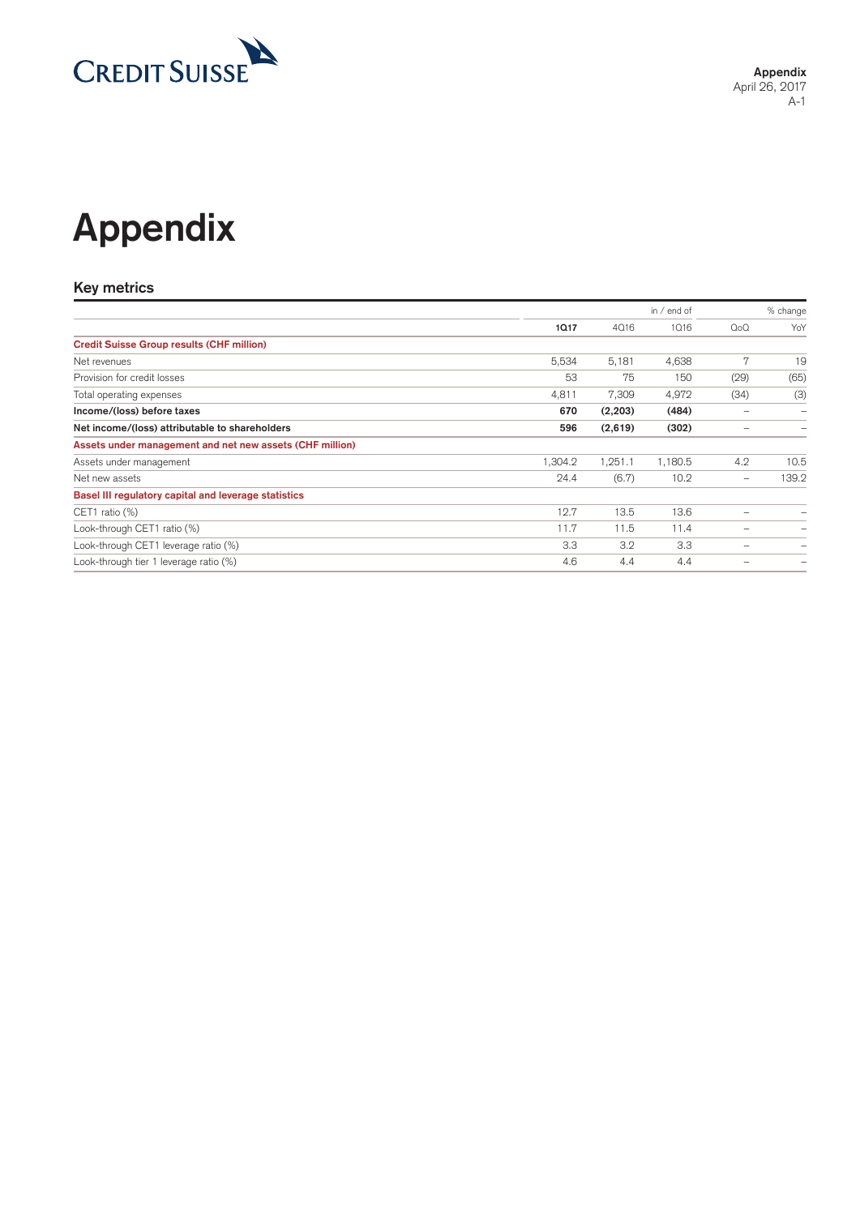# Appendix

## Key metrics

| | in / end of | | | % change | |
|---|---|---|---|---|---|
| | **1Q17** | 4Q16 | 1Q16 | QoQ | YoY |
| **Credit Suisse Group results (CHF million)** | | | | | |
| Net revenues | 5,534 | 5,181 | 4,638 | 7 | 19 |
| Provision for credit losses | 53 | 75 | 150 | (29) | (65) |
| Total operating expenses | 4,811 | 7,309 | 4,972 | (34) | (3) |
| **Income/(loss) before taxes** | **670** | **(2,203)** | **(484)** | – | – |
| **Net income/(loss) attributable to shareholders** | **596** | **(2,619)** | **(302)** | – | – |
| **Assets under management and net new assets (CHF million)** | | | | | |
| Assets under management | 1,304.2 | 1,251.1 | 1,180.5 | 4.2 | 10.5 |
| Net new assets | 24.4 | (6.7) | 10.2 | – | 139.2 |
| **Basel III regulatory capital and leverage statistics** | | | | | |
| CET1 ratio (%) | 12.7 | 13.5 | 13.6 | – | – |
| Look-through CET1 ratio (%) | 11.7 | 11.5 | 11.4 | – | – |
| Look-through CET1 leverage ratio (%) | 3.3 | 3.2 | 3.3 | – | – |
| Look-through tier 1 leverage ratio (%) | 4.6 | 4.4 | 4.4 | – | – |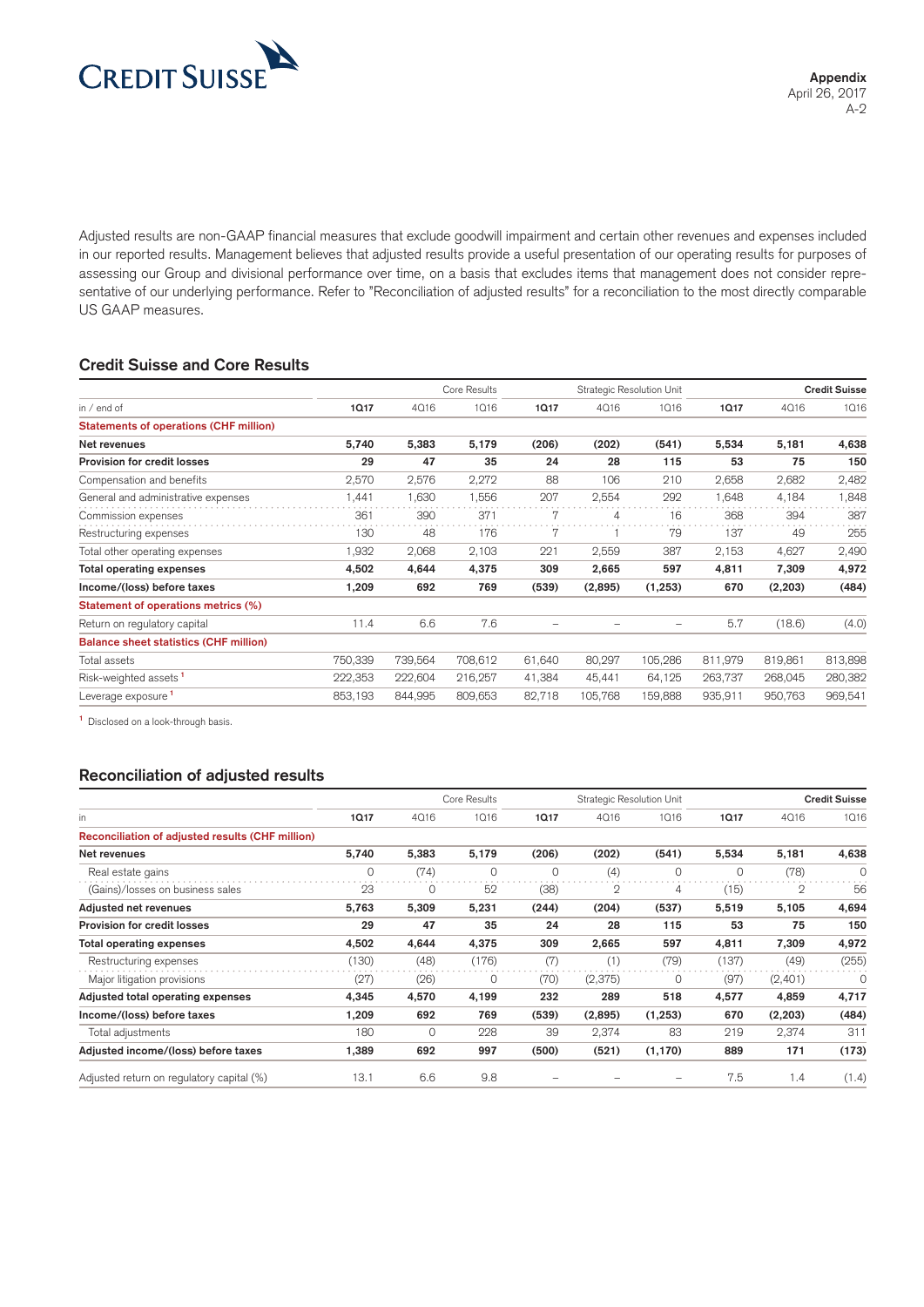Adjusted results are non-GAAP financial measures that exclude goodwill impairment and certain other revenues and expenses included in our reported results. Management believes that adjusted results provide a useful presentation of our operating results for purposes of assessing our Group and divisional performance over time, on a basis that excludes items that management does not consider representative of our underlying performance. Refer to "Reconciliation of adjusted results" for a reconciliation to the most directly comparable US GAAP measures.

## Credit Suisse and Core Results

| | Core Results | | | Strategic Resolution Unit | | | Credit Suisse | | |
|---|---|---|---|---|---|---|---|---|---|
| in / end of | **1Q17** | 4Q16 | 1Q16 | **1Q17** | 4Q16 | 1Q16 | **1Q17** | 4Q16 | 1Q16 |
| **Statements of operations (CHF million)** | | | | | | | | | |
| **Net revenues** | **5,740** | **5,383** | **5,179** | **(206)** | **(202)** | **(541)** | **5,534** | **5,181** | **4,638** |
| **Provision for credit losses** | **29** | **47** | **35** | **24** | **28** | **115** | **53** | **75** | **150** |
| Compensation and benefits | 2,570 | 2,576 | 2,272 | 88 | 106 | 210 | 2,658 | 2,682 | 2,482 |
| General and administrative expenses | 1,441 | 1,630 | 1,556 | 207 | 2,554 | 292 | 1,648 | 4,184 | 1,848 |
| Commission expenses | 361 | 390 | 371 | 7 | 4 | 16 | 368 | 394 | 387 |
| Restructuring expenses | 130 | 48 | 176 | 7 | 1 | 79 | 137 | 49 | 255 |
| Total other operating expenses | 1,932 | 2,068 | 2,103 | 221 | 2,559 | 387 | 2,153 | 4,627 | 2,490 |
| **Total operating expenses** | **4,502** | **4,644** | **4,375** | **309** | **2,665** | **597** | **4,811** | **7,309** | **4,972** |
| **Income/(loss) before taxes** | **1,209** | **692** | **769** | **(539)** | **(2,895)** | **(1,253)** | **670** | **(2,203)** | **(484)** |
| **Statement of operations metrics (%)** | | | | | | | | | |
| Return on regulatory capital | 11.4 | 6.6 | 7.6 | – | – | – | 5.7 | (18.6) | (4.0) |
| **Balance sheet statistics (CHF million)** | | | | | | | | | |
| Total assets | 750,339 | 739,564 | 708,612 | 61,640 | 80,297 | 105,286 | 811,979 | 819,861 | 813,898 |
| Risk-weighted assets [1] | 222,353 | 222,604 | 216,257 | 41,384 | 45,441 | 64,125 | 263,737 | 268,045 | 280,382 |
| Leverage exposure [1] | 853,193 | 844,995 | 809,653 | 82,718 | 105,768 | 159,888 | 935,911 | 950,763 | 969,541 |

[1] Disclosed on a look-through basis.

## Reconciliation of adjusted results

| | Core Results | | | Strategic Resolution Unit | | | Credit Suisse | | |
|---|---|---|---|---|---|---|---|---|---|
| in | **1Q17** | 4Q16 | 1Q16 | **1Q17** | 4Q16 | 1Q16 | **1Q17** | 4Q16 | 1Q16 |
| **Reconciliation of adjusted results (CHF million)** | | | | | | | | | |
| **Net revenues** | **5,740** | **5,383** | **5,179** | **(206)** | **(202)** | **(541)** | **5,534** | **5,181** | **4,638** |
| Real estate gains | 0 | (74) | 0 | 0 | (4) | 0 | 0 | (78) | 0 |
| (Gains)/losses on business sales | 23 | 0 | 52 | (38) | 2 | 4 | (15) | 2 | 56 |
| **Adjusted net revenues** | **5,763** | **5,309** | **5,231** | **(244)** | **(204)** | **(537)** | **5,519** | **5,105** | **4,694** |
| **Provision for credit losses** | **29** | **47** | **35** | **24** | **28** | **115** | **53** | **75** | **150** |
| **Total operating expenses** | **4,502** | **4,644** | **4,375** | **309** | **2,665** | **597** | **4,811** | **7,309** | **4,972** |
| Restructuring expenses | (130) | (48) | (176) | (7) | (1) | (79) | (137) | (49) | (255) |
| Major litigation provisions | (27) | (26) | 0 | (70) | (2,375) | 0 | (97) | (2,401) | 0 |
| **Adjusted total operating expenses** | **4,345** | **4,570** | **4,199** | **232** | **289** | **518** | **4,577** | **4,859** | **4,717** |
| **Income/(loss) before taxes** | **1,209** | **692** | **769** | **(539)** | **(2,895)** | **(1,253)** | **670** | **(2,203)** | **(484)** |
| Total adjustments | 180 | 0 | 228 | 39 | 2,374 | 83 | 219 | 2,374 | 311 |
| **Adjusted income/(loss) before taxes** | **1,389** | **692** | **997** | **(500)** | **(521)** | **(1,170)** | **889** | **171** | **(173)** |
| Adjusted return on regulatory capital (%) | 13.1 | 6.6 | 9.8 | – | – | – | 7.5 | 1.4 | (1.4) |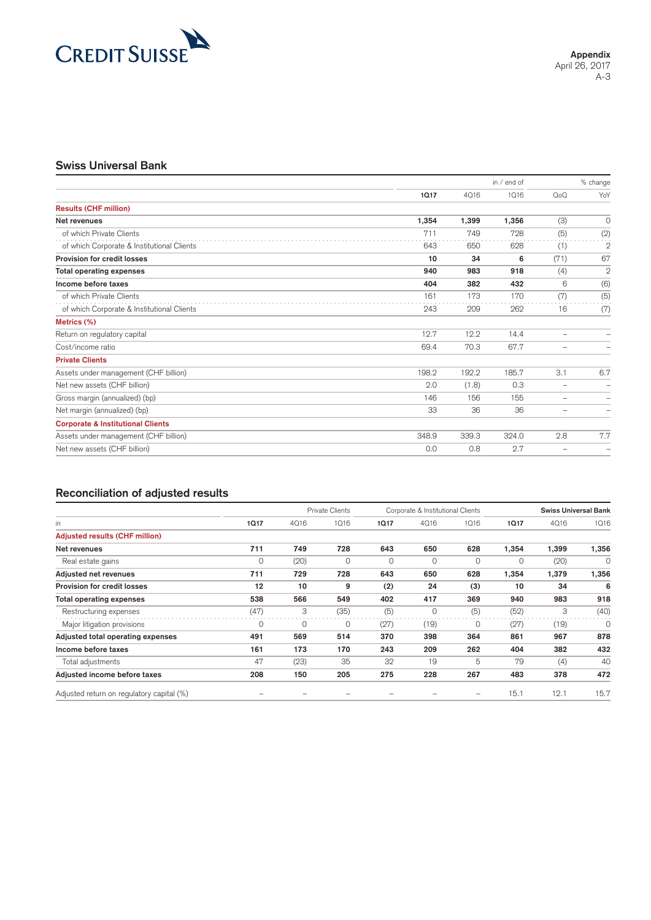## Swiss Universal Bank

| | in / end of | | | % change | |
|---|---|---|---|---|---|
| | **1Q17** | 4Q16 | 1Q16 | QoQ | YoY |
| **Results (CHF million)** | | | | | |
| **Net revenues** | **1,354** | **1,399** | **1,356** | (3) | 0 |
| of which Private Clients | 711 | 749 | 728 | (5) | (2) |
| of which Corporate & Institutional Clients | 643 | 650 | 628 | (1) | 2 |
| **Provision for credit losses** | **10** | **34** | **6** | (71) | 67 |
| **Total operating expenses** | **940** | **983** | **918** | (4) | 2 |
| **Income before taxes** | **404** | **382** | **432** | 6 | (6) |
| of which Private Clients | 161 | 173 | 170 | (7) | (5) |
| of which Corporate & Institutional Clients | 243 | 209 | 262 | 16 | (7) |
| **Metrics (%)** | | | | | |
| Return on regulatory capital | 12.7 | 12.2 | 14.4 | – | – |
| Cost/income ratio | 69.4 | 70.3 | 67.7 | – | – |
| **Private Clients** | | | | | |
| Assets under management (CHF billion) | 198.2 | 192.2 | 185.7 | 3.1 | 6.7 |
| Net new assets (CHF billion) | 2.0 | (1.8) | 0.3 | – | – |
| Gross margin (annualized) (bp) | 146 | 156 | 155 | – | – |
| Net margin (annualized) (bp) | 33 | 36 | 36 | – | – |
| **Corporate & Institutional Clients** | | | | | |
| Assets under management (CHF billion) | 348.9 | 339.3 | 324.0 | 2.8 | 7.7 |
| Net new assets (CHF billion) | 0.0 | 0.8 | 2.7 | – | – |

## Reconciliation of adjusted results

| | Private Clients | | | Corporate & Institutional Clients | | | **Swiss Universal Bank** | | |
|---|---|---|---|---|---|---|---|---|---|
| in | **1Q17** | 4Q16 | 1Q16 | **1Q17** | 4Q16 | 1Q16 | **1Q17** | 4Q16 | 1Q16 |
| **Adjusted results (CHF million)** | | | | | | | | | |
| **Net revenues** | **711** | **749** | **728** | **643** | **650** | **628** | **1,354** | **1,399** | **1,356** |
| Real estate gains | 0 | (20) | 0 | 0 | 0 | 0 | 0 | (20) | 0 |
| **Adjusted net revenues** | **711** | **729** | **728** | **643** | **650** | **628** | **1,354** | **1,379** | **1,356** |
| **Provision for credit losses** | **12** | **10** | **9** | **(2)** | **24** | **(3)** | **10** | **34** | **6** |
| **Total operating expenses** | **538** | **566** | **549** | **402** | **417** | **369** | **940** | **983** | **918** |
| Restructuring expenses | (47) | 3 | (35) | (5) | 0 | (5) | (52) | 3 | (40) |
| Major litigation provisions | 0 | 0 | 0 | (27) | (19) | 0 | (27) | (19) | 0 |
| **Adjusted total operating expenses** | **491** | **569** | **514** | **370** | **398** | **364** | **861** | **967** | **878** |
| **Income before taxes** | **161** | **173** | **170** | **243** | **209** | **262** | **404** | **382** | **432** |
| Total adjustments | 47 | (23) | 35 | 32 | 19 | 5 | 79 | (4) | 40 |
| **Adjusted income before taxes** | **208** | **150** | **205** | **275** | **228** | **267** | **483** | **378** | **472** |
| Adjusted return on regulatory capital (%) | – | – | – | – | – | – | 15.1 | 12.1 | 15.7 |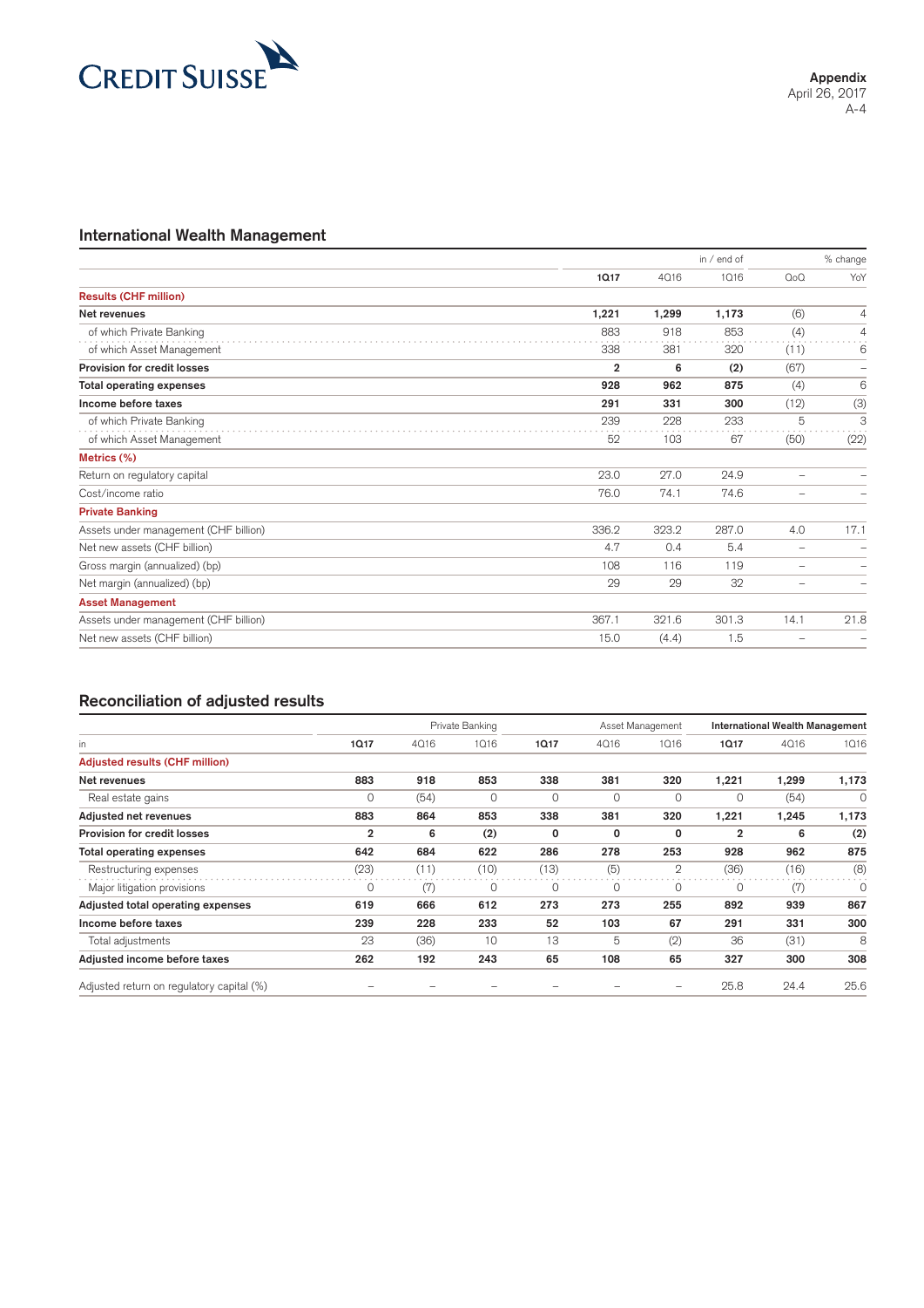## International Wealth Management

| | in / end of | | | % change | |
|---|---|---|---|---|---|
| | **1Q17** | 4Q16 | 1Q16 | QoQ | YoY |
| **Results (CHF million)** | | | | | |
| **Net revenues** | **1,221** | **1,299** | **1,173** | (6) | 4 |
| of which Private Banking | 883 | 918 | 853 | (4) | 4 |
| of which Asset Management | 338 | 381 | 320 | (11) | 6 |
| **Provision for credit losses** | **2** | **6** | **(2)** | (67) | – |
| **Total operating expenses** | **928** | **962** | **875** | (4) | 6 |
| **Income before taxes** | **291** | **331** | **300** | (12) | (3) |
| of which Private Banking | 239 | 228 | 233 | 5 | 3 |
| of which Asset Management | 52 | 103 | 67 | (50) | (22) |
| **Metrics (%)** | | | | | |
| Return on regulatory capital | 23.0 | 27.0 | 24.9 | – | – |
| Cost/income ratio | 76.0 | 74.1 | 74.6 | – | – |
| **Private Banking** | | | | | |
| Assets under management (CHF billion) | 336.2 | 323.2 | 287.0 | 4.0 | 17.1 |
| Net new assets (CHF billion) | 4.7 | 0.4 | 5.4 | – | – |
| Gross margin (annualized) (bp) | 108 | 116 | 119 | – | – |
| Net margin (annualized) (bp) | 29 | 29 | 32 | – | – |
| **Asset Management** | | | | | |
| Assets under management (CHF billion) | 367.1 | 321.6 | 301.3 | 14.1 | 21.8 |
| Net new assets (CHF billion) | 15.0 | (4.4) | 1.5 | – | – |

## Reconciliation of adjusted results

| | Private Banking | | | Asset Management | | | **International Wealth Management** | | |
|---|---|---|---|---|---|---|---|---|---|
| in | **1Q17** | 4Q16 | 1Q16 | **1Q17** | 4Q16 | 1Q16 | **1Q17** | 4Q16 | 1Q16 |
| **Adjusted results (CHF million)** | | | | | | | | | |
| **Net revenues** | **883** | **918** | **853** | **338** | **381** | **320** | **1,221** | **1,299** | **1,173** |
| Real estate gains | 0 | (54) | 0 | 0 | 0 | 0 | 0 | (54) | 0 |
| **Adjusted net revenues** | **883** | **864** | **853** | **338** | **381** | **320** | **1,221** | **1,245** | **1,173** |
| **Provision for credit losses** | **2** | **6** | **(2)** | **0** | **0** | **0** | **2** | **6** | **(2)** |
| **Total operating expenses** | **642** | **684** | **622** | **286** | **278** | **253** | **928** | **962** | **875** |
| Restructuring expenses | (23) | (11) | (10) | (13) | (5) | 2 | (36) | (16) | (8) |
| Major litigation provisions | 0 | (7) | 0 | 0 | 0 | 0 | 0 | (7) | 0 |
| **Adjusted total operating expenses** | **619** | **666** | **612** | **273** | **273** | **255** | **892** | **939** | **867** |
| **Income before taxes** | **239** | **228** | **233** | **52** | **103** | **67** | **291** | **331** | **300** |
| Total adjustments | 23 | (36) | 10 | 13 | 5 | (2) | 36 | (31) | 8 |
| **Adjusted income before taxes** | **262** | **192** | **243** | **65** | **108** | **65** | **327** | **300** | **308** |
| Adjusted return on regulatory capital (%) | – | – | – | – | – | – | 25.8 | 24.4 | 25.6 |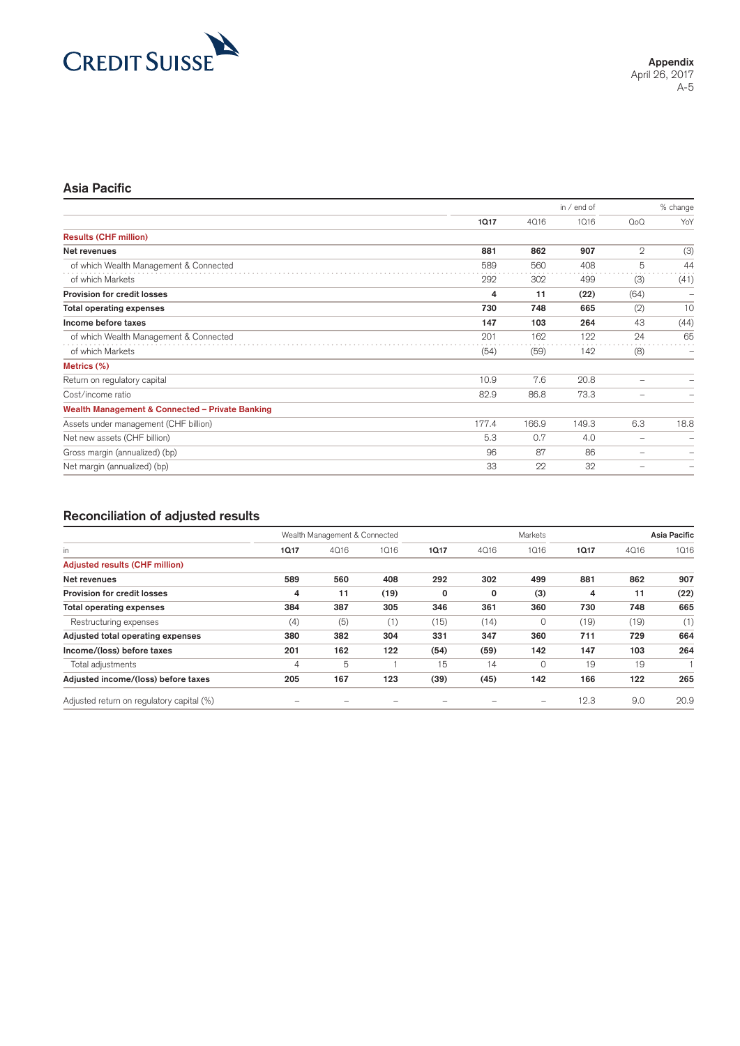## Asia Pacific

| | in / end of | | | % change | |
|---|---|---|---|---|---|
| | **1Q17** | 4Q16 | 1Q16 | QoQ | YoY |
| **Results (CHF million)** | | | | | |
| **Net revenues** | **881** | **862** | **907** | 2 | (3) |
| of which Wealth Management & Connected | 589 | 560 | 408 | 5 | 44 |
| of which Markets | 292 | 302 | 499 | (3) | (41) |
| **Provision for credit losses** | **4** | **11** | **(22)** | (64) | – |
| **Total operating expenses** | **730** | **748** | **665** | (2) | 10 |
| **Income before taxes** | **147** | **103** | **264** | 43 | (44) |
| of which Wealth Management & Connected | 201 | 162 | 122 | 24 | 65 |
| of which Markets | (54) | (59) | 142 | (8) | – |
| **Metrics (%)** | | | | | |
| Return on regulatory capital | 10.9 | 7.6 | 20.8 | – | – |
| Cost/income ratio | 82.9 | 86.8 | 73.3 | – | – |
| **Wealth Management & Connected – Private Banking** | | | | | |
| Assets under management (CHF billion) | 177.4 | 166.9 | 149.3 | 6.3 | 18.8 |
| Net new assets (CHF billion) | 5.3 | 0.7 | 4.0 | – | – |
| Gross margin (annualized) (bp) | 96 | 87 | 86 | – | – |
| Net margin (annualized) (bp) | 33 | 22 | 32 | – | – |

## Reconciliation of adjusted results

| | Wealth Management & Connected | | | Markets | | | Asia Pacific | | |
|---|---|---|---|---|---|---|---|---|---|
| in | **1Q17** | 4Q16 | 1Q16 | **1Q17** | 4Q16 | 1Q16 | **1Q17** | 4Q16 | 1Q16 |
| **Adjusted results (CHF million)** | | | | | | | | | |
| **Net revenues** | **589** | **560** | **408** | **292** | **302** | **499** | **881** | **862** | **907** |
| **Provision for credit losses** | **4** | **11** | **(19)** | **0** | **0** | **(3)** | **4** | **11** | **(22)** |
| **Total operating expenses** | **384** | **387** | **305** | **346** | **361** | **360** | **730** | **748** | **665** |
| Restructuring expenses | (4) | (5) | (1) | (15) | (14) | 0 | (19) | (19) | (1) |
| **Adjusted total operating expenses** | **380** | **382** | **304** | **331** | **347** | **360** | **711** | **729** | **664** |
| **Income/(loss) before taxes** | **201** | **162** | **122** | **(54)** | **(59)** | **142** | **147** | **103** | **264** |
| Total adjustments | 4 | 5 | 1 | 15 | 14 | 0 | 19 | 19 | 1 |
| **Adjusted income/(loss) before taxes** | **205** | **167** | **123** | **(39)** | **(45)** | **142** | **166** | **122** | **265** |
| Adjusted return on regulatory capital (%) | – | – | – | – | – | – | 12.3 | 9.0 | 20.9 |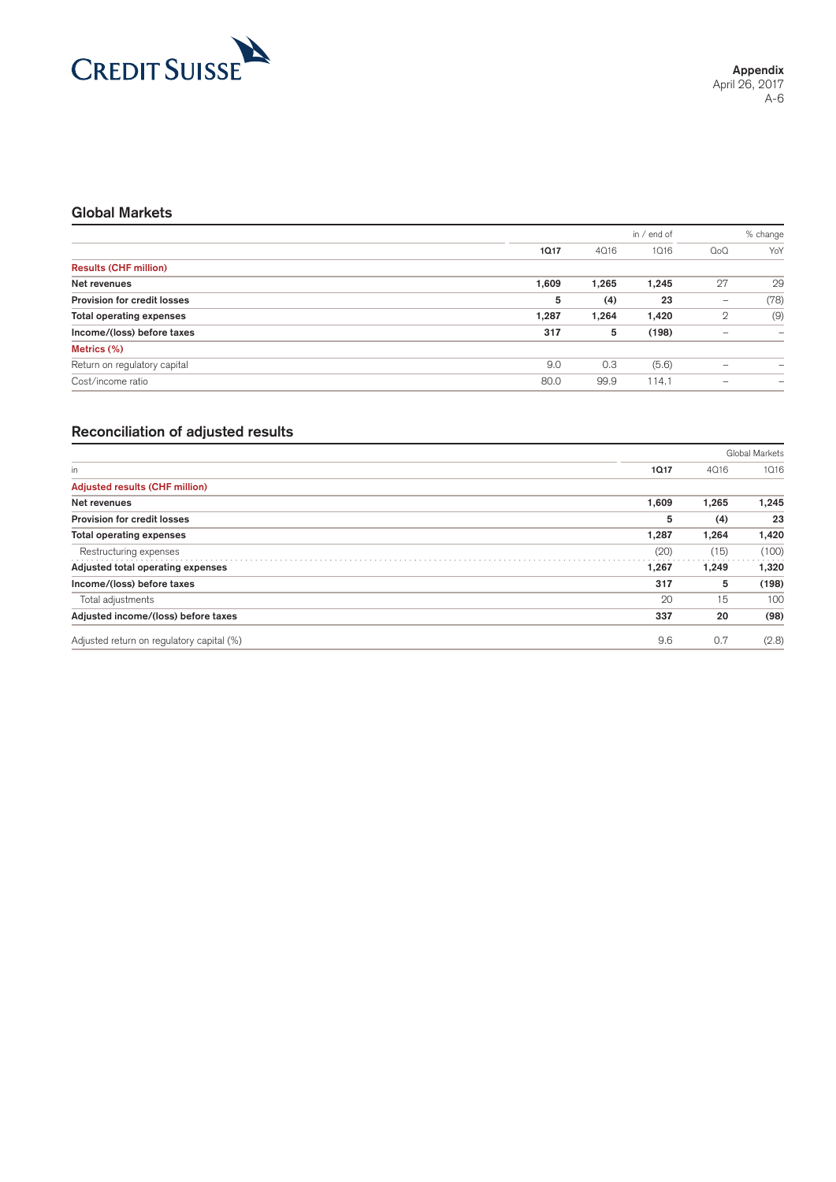## Global Markets

| | | in / end of | | % change | |
|---|---|---|---|---|---|
| | **1Q17** | 4Q16 | 1Q16 | QoQ | YoY |
| **Results (CHF million)** | | | | | |
| **Net revenues** | **1,609** | **1,265** | **1,245** | 27 | 29 |
| **Provision for credit losses** | **5** | **(4)** | **23** | – | (78) |
| **Total operating expenses** | **1,287** | **1,264** | **1,420** | 2 | (9) |
| **Income/(loss) before taxes** | **317** | **5** | **(198)** | – | – |
| **Metrics (%)** | | | | | |
| Return on regulatory capital | 9.0 | 0.3 | (5.6) | – | – |
| Cost/income ratio | 80.0 | 99.9 | 114.1 | – | – |

## Reconciliation of adjusted results

| | | Global Markets | |
|---|---|---|---|
| in | **1Q17** | 4Q16 | 1Q16 |
| **Adjusted results (CHF million)** | | | |
| **Net revenues** | **1,609** | **1,265** | **1,245** |
| **Provision for credit losses** | **5** | **(4)** | **23** |
| **Total operating expenses** | **1,287** | **1,264** | **1,420** |
| Restructuring expenses | (20) | (15) | (100) |
| **Adjusted total operating expenses** | **1,267** | **1,249** | **1,320** |
| **Income/(loss) before taxes** | **317** | **5** | **(198)** |
| Total adjustments | 20 | 15 | 100 |
| **Adjusted income/(loss) before taxes** | **337** | **20** | **(98)** |
| Adjusted return on regulatory capital (%) | 9.6 | 0.7 | (2.8) |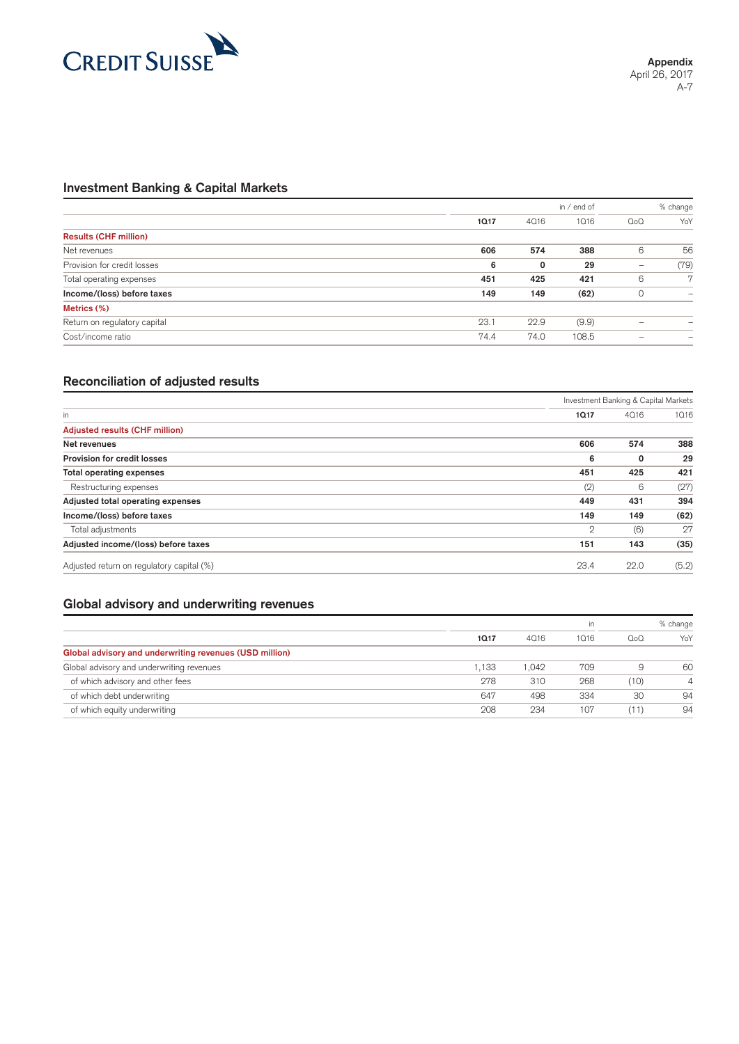## Investment Banking & Capital Markets

| | in / end of | | | % change | |
|---|---|---|---|---|---|
| | **1Q17** | 4Q16 | 1Q16 | QoQ | YoY |
| **Results (CHF million)** | | | | | |
| Net revenues | **606** | **574** | **388** | 6 | 56 |
| Provision for credit losses | **6** | **0** | **29** | – | (79) |
| Total operating expenses | **451** | **425** | **421** | 6 | 7 |
| **Income/(loss) before taxes** | **149** | **149** | **(62)** | 0 | – |
| **Metrics (%)** | | | | | |
| Return on regulatory capital | 23.1 | 22.9 | (9.9) | – | – |
| Cost/income ratio | 74.4 | 74.0 | 108.5 | – | – |

## Reconciliation of adjusted results

| | Investment Banking & Capital Markets | | |
|---|---|---|---|
| in | **1Q17** | 4Q16 | 1Q16 |
| **Adjusted results (CHF million)** | | | |
| **Net revenues** | **606** | **574** | **388** |
| **Provision for credit losses** | **6** | **0** | **29** |
| **Total operating expenses** | **451** | **425** | **421** |
| Restructuring expenses | (2) | 6 | (27) |
| **Adjusted total operating expenses** | **449** | **431** | **394** |
| **Income/(loss) before taxes** | **149** | **149** | **(62)** |
| Total adjustments | 2 | (6) | 27 |
| **Adjusted income/(loss) before taxes** | **151** | **143** | **(35)** |
| Adjusted return on regulatory capital (%) | 23.4 | 22.0 | (5.2) |

## Global advisory and underwriting revenues

| | in | | | % change | |
|---|---|---|---|---|---|
| | **1Q17** | 4Q16 | 1Q16 | QoQ | YoY |
| **Global advisory and underwriting revenues (USD million)** | | | | | |
| Global advisory and underwriting revenues | 1,133 | 1,042 | 709 | 9 | 60 |
| of which advisory and other fees | 278 | 310 | 268 | (10) | 4 |
| of which debt underwriting | 647 | 498 | 334 | 30 | 94 |
| of which equity underwriting | 208 | 234 | 107 | (11) | 94 |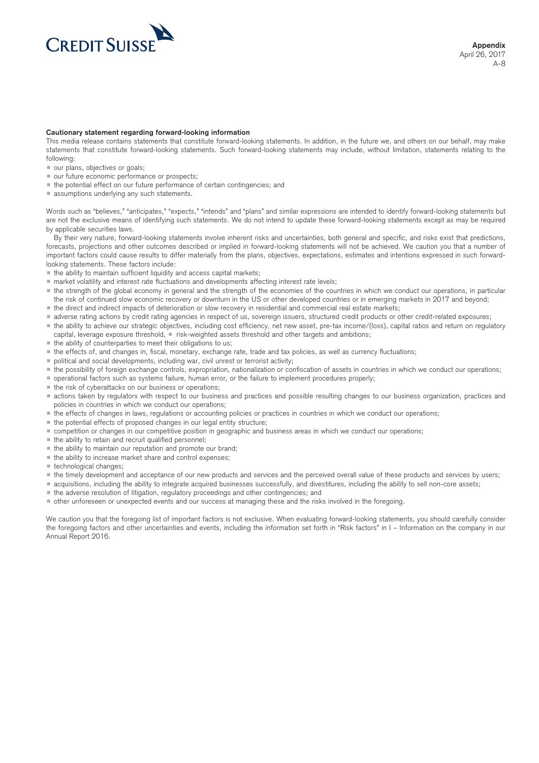**Cautionary statement regarding forward-looking information**

This media release contains statements that constitute forward-looking statements. In addition, in the future we, and others on our behalf, may make statements that constitute forward-looking statements. Such forward-looking statements may include, without limitation, statements relating to the following:

- our plans, objectives or goals;
- our future economic performance or prospects;
- the potential effect on our future performance of certain contingencies; and
- assumptions underlying any such statements.

Words such as "believes," "anticipates," "expects," "intends" and "plans" and similar expressions are intended to identify forward-looking statements but are not the exclusive means of identifying such statements. We do not intend to update these forward-looking statements except as may be required by applicable securities laws.

By their very nature, forward-looking statements involve inherent risks and uncertainties, both general and specific, and risks exist that predictions, forecasts, projections and other outcomes described or implied in forward-looking statements will not be achieved. We caution you that a number of important factors could cause results to differ materially from the plans, objectives, expectations, estimates and intentions expressed in such forward-looking statements. These factors include:

- the ability to maintain sufficient liquidity and access capital markets;
- market volatility and interest rate fluctuations and developments affecting interest rate levels;
- the strength of the global economy in general and the strength of the economies of the countries in which we conduct our operations, in particular the risk of continued slow economic recovery or downturn in the US or other developed countries or in emerging markets in 2017 and beyond;
- the direct and indirect impacts of deterioration or slow recovery in residential and commercial real estate markets;
- adverse rating actions by credit rating agencies in respect of us, sovereign issuers, structured credit products or other credit-related exposures;
- the ability to achieve our strategic objectives, including cost efficiency, net new asset, pre-tax income/(loss), capital ratios and return on regulatory capital, leverage exposure threshold, risk-weighted assets threshold and other targets and ambitions;
- the ability of counterparties to meet their obligations to us;
- the effects of, and changes in, fiscal, monetary, exchange rate, trade and tax policies, as well as currency fluctuations;
- political and social developments, including war, civil unrest or terrorist activity;
- the possibility of foreign exchange controls, expropriation, nationalization or confiscation of assets in countries in which we conduct our operations;
- operational factors such as systems failure, human error, or the failure to implement procedures properly;
- the risk of cyberattacks on our business or operations;
- actions taken by regulators with respect to our business and practices and possible resulting changes to our business organization, practices and policies in countries in which we conduct our operations;
- the effects of changes in laws, regulations or accounting policies or practices in countries in which we conduct our operations;
- the potential effects of proposed changes in our legal entity structure;
- competition or changes in our competitive position in geographic and business areas in which we conduct our operations;
- the ability to retain and recruit qualified personnel;
- the ability to maintain our reputation and promote our brand;
- the ability to increase market share and control expenses;
- technological changes;
- the timely development and acceptance of our new products and services and the perceived overall value of these products and services by users;
- acquisitions, including the ability to integrate acquired businesses successfully, and divestitures, including the ability to sell non-core assets;
- the adverse resolution of litigation, regulatory proceedings and other contingencies; and
- other unforeseen or unexpected events and our success at managing these and the risks involved in the foregoing.

We caution you that the foregoing list of important factors is not exclusive. When evaluating forward-looking statements, you should carefully consider the foregoing factors and other uncertainties and events, including the information set forth in "Risk factors" in I – Information on the company in our Annual Report 2016.